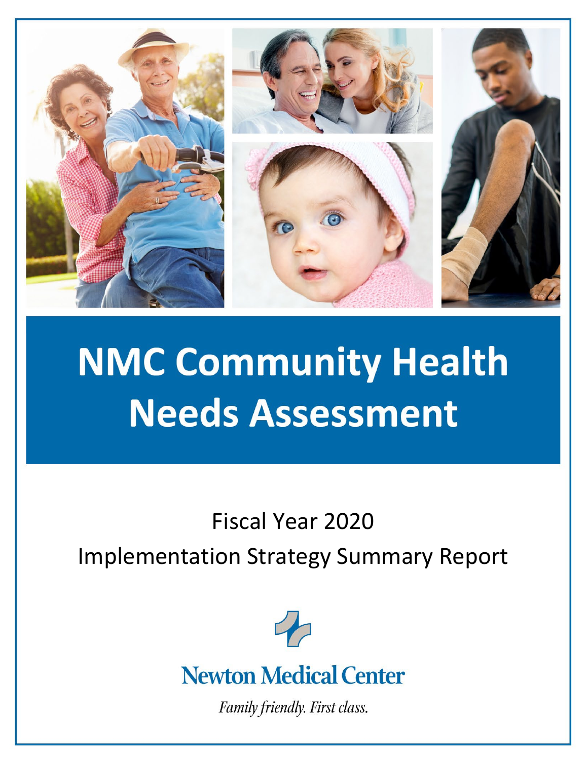# NMC Community Health Needs Assessment

Fiscal Year 2020

Implementation Strategy Summary Report

Newton Medical Center

*Family friendly. First class.*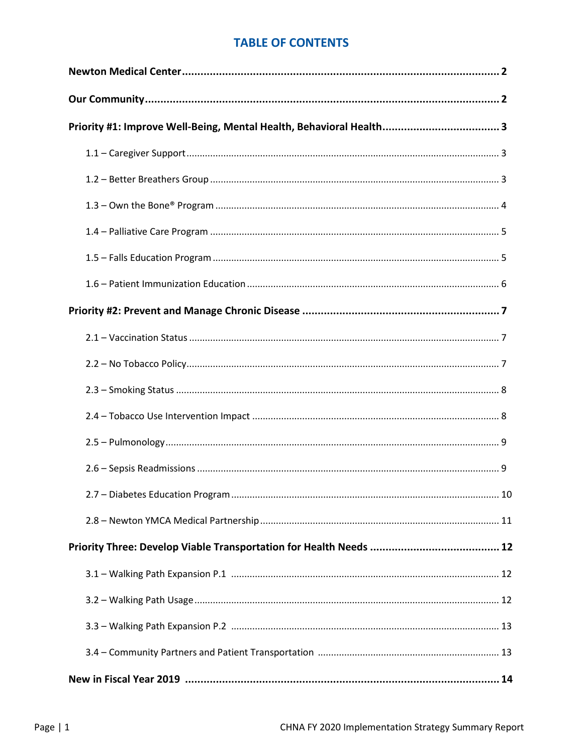# TABLE OF CONTENTS

**Newton Medical Center** ........ 2

**Our Community** ........ 2

**Priority #1: Improve Well-Being, Mental Health, Behavioral Health** ........ 3

- 1.1 – Caregiver Support ........ 3
- 1.2 – Better Breathers Group ........ 3
- 1.3 – Own the Bone® Program ........ 4
- 1.4 – Palliative Care Program ........ 5
- 1.5 – Falls Education Program ........ 5
- 1.6 – Patient Immunization Education ........ 6

**Priority #2: Prevent and Manage Chronic Disease** ........ 7

- 2.1 – Vaccination Status ........ 7
- 2.2 – No Tobacco Policy ........ 7
- 2.3 – Smoking Status ........ 8
- 2.4 – Tobacco Use Intervention Impact ........ 8
- 2.5 – Pulmonology ........ 9
- 2.6 – Sepsis Readmissions ........ 9
- 2.7 – Diabetes Education Program ........ 10
- 2.8 – Newton YMCA Medical Partnership ........ 11

**Priority Three: Develop Viable Transportation for Health Needs** ........ 12

- 3.1 – Walking Path Expansion P.1 ........ 12
- 3.2 – Walking Path Usage ........ 12
- 3.3 – Walking Path Expansion P.2 ........ 13
- 3.4 – Community Partners and Patient Transportation ........ 13

**New in Fiscal Year 2019** ........ 14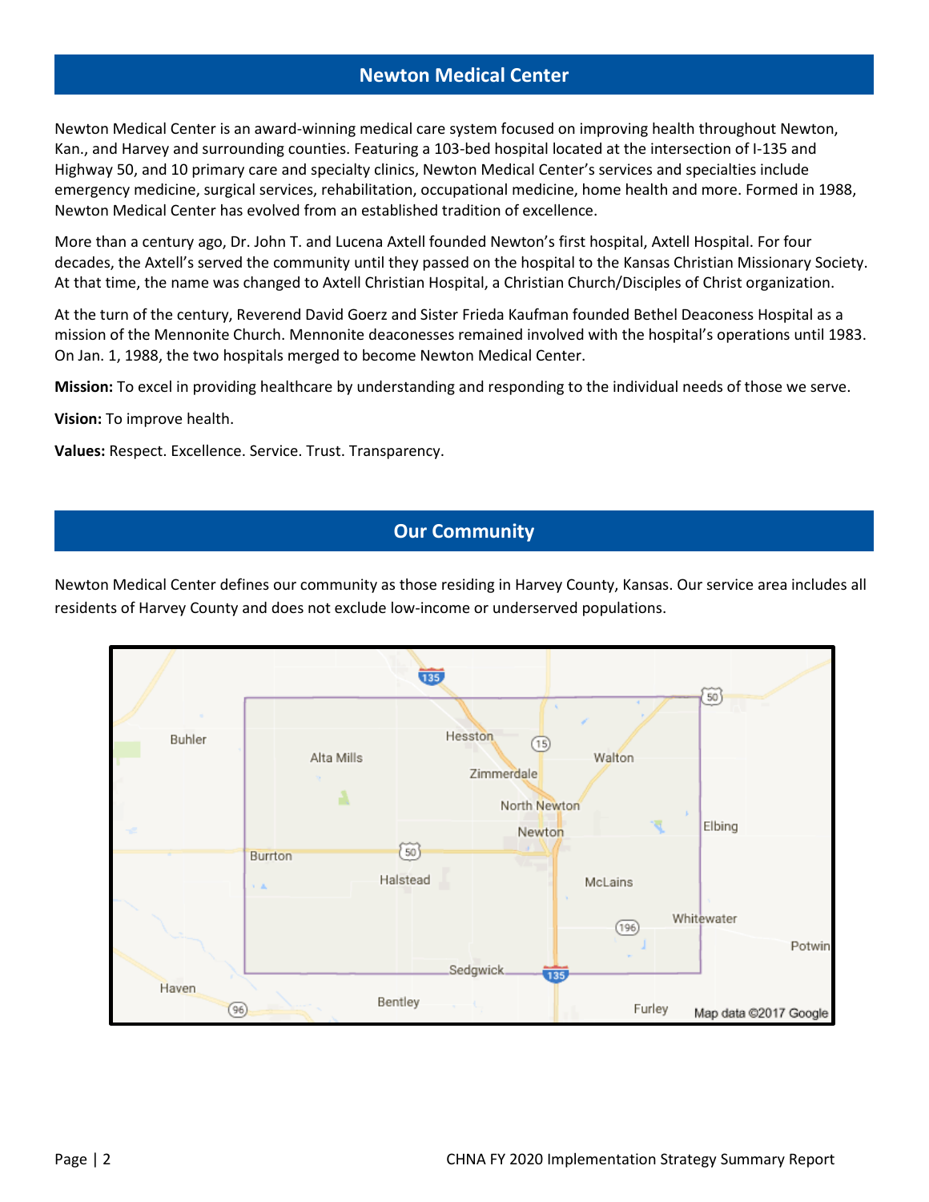## Newton Medical Center

Newton Medical Center is an award-winning medical care system focused on improving health throughout Newton, Kan., and Harvey and surrounding counties. Featuring a 103-bed hospital located at the intersection of I-135 and Highway 50, and 10 primary care and specialty clinics, Newton Medical Center's services and specialties include emergency medicine, surgical services, rehabilitation, occupational medicine, home health and more. Formed in 1988, Newton Medical Center has evolved from an established tradition of excellence.

More than a century ago, Dr. John T. and Lucena Axtell founded Newton's first hospital, Axtell Hospital. For four decades, the Axtell's served the community until they passed on the hospital to the Kansas Christian Missionary Society. At that time, the name was changed to Axtell Christian Hospital, a Christian Church/Disciples of Christ organization.

At the turn of the century, Reverend David Goerz and Sister Frieda Kaufman founded Bethel Deaconess Hospital as a mission of the Mennonite Church. Mennonite deaconesses remained involved with the hospital's operations until 1983. On Jan. 1, 1988, the two hospitals merged to become Newton Medical Center.

**Mission:** To excel in providing healthcare by understanding and responding to the individual needs of those we serve.

**Vision:** To improve health.

**Values:** Respect. Excellence. Service. Trust. Transparency.

## Our Community

Newton Medical Center defines our community as those residing in Harvey County, Kansas. Our service area includes all residents of Harvey County and does not exclude low-income or underserved populations.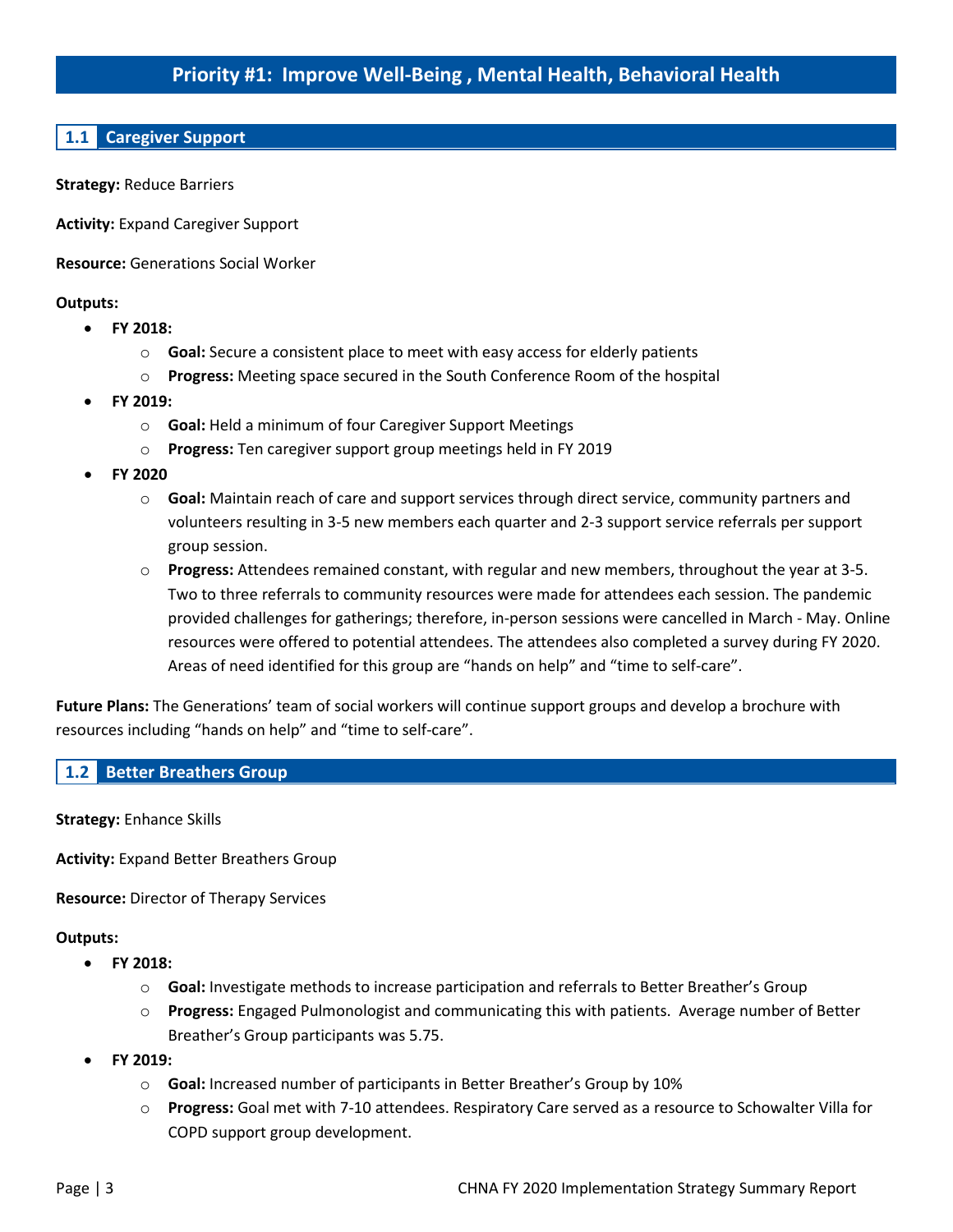# Priority #1: Improve Well-Being , Mental Health, Behavioral Health

## 1.1 Caregiver Support

**Strategy:** Reduce Barriers

**Activity:** Expand Caregiver Support

**Resource:** Generations Social Worker

**Outputs:**

- **FY 2018:**
  - **Goal:** Secure a consistent place to meet with easy access for elderly patients
  - **Progress:** Meeting space secured in the South Conference Room of the hospital
- **FY 2019:**
  - **Goal:** Held a minimum of four Caregiver Support Meetings
  - **Progress:** Ten caregiver support group meetings held in FY 2019
- **FY 2020**
  - **Goal:** Maintain reach of care and support services through direct service, community partners and volunteers resulting in 3-5 new members each quarter and 2-3 support service referrals per support group session.
  - **Progress:** Attendees remained constant, with regular and new members, throughout the year at 3-5. Two to three referrals to community resources were made for attendees each session. The pandemic provided challenges for gatherings; therefore, in-person sessions were cancelled in March - May. Online resources were offered to potential attendees. The attendees also completed a survey during FY 2020. Areas of need identified for this group are "hands on help" and "time to self-care".

**Future Plans:** The Generations' team of social workers will continue support groups and develop a brochure with resources including "hands on help" and "time to self-care".

## 1.2 Better Breathers Group

**Strategy:** Enhance Skills

**Activity:** Expand Better Breathers Group

**Resource:** Director of Therapy Services

**Outputs:**

- **FY 2018:**
  - **Goal:** Investigate methods to increase participation and referrals to Better Breather's Group
  - **Progress:** Engaged Pulmonologist and communicating this with patients. Average number of Better Breather's Group participants was 5.75.
- **FY 2019:**
  - **Goal:** Increased number of participants in Better Breather's Group by 10%
  - **Progress:** Goal met with 7-10 attendees. Respiratory Care served as a resource to Schowalter Villa for COPD support group development.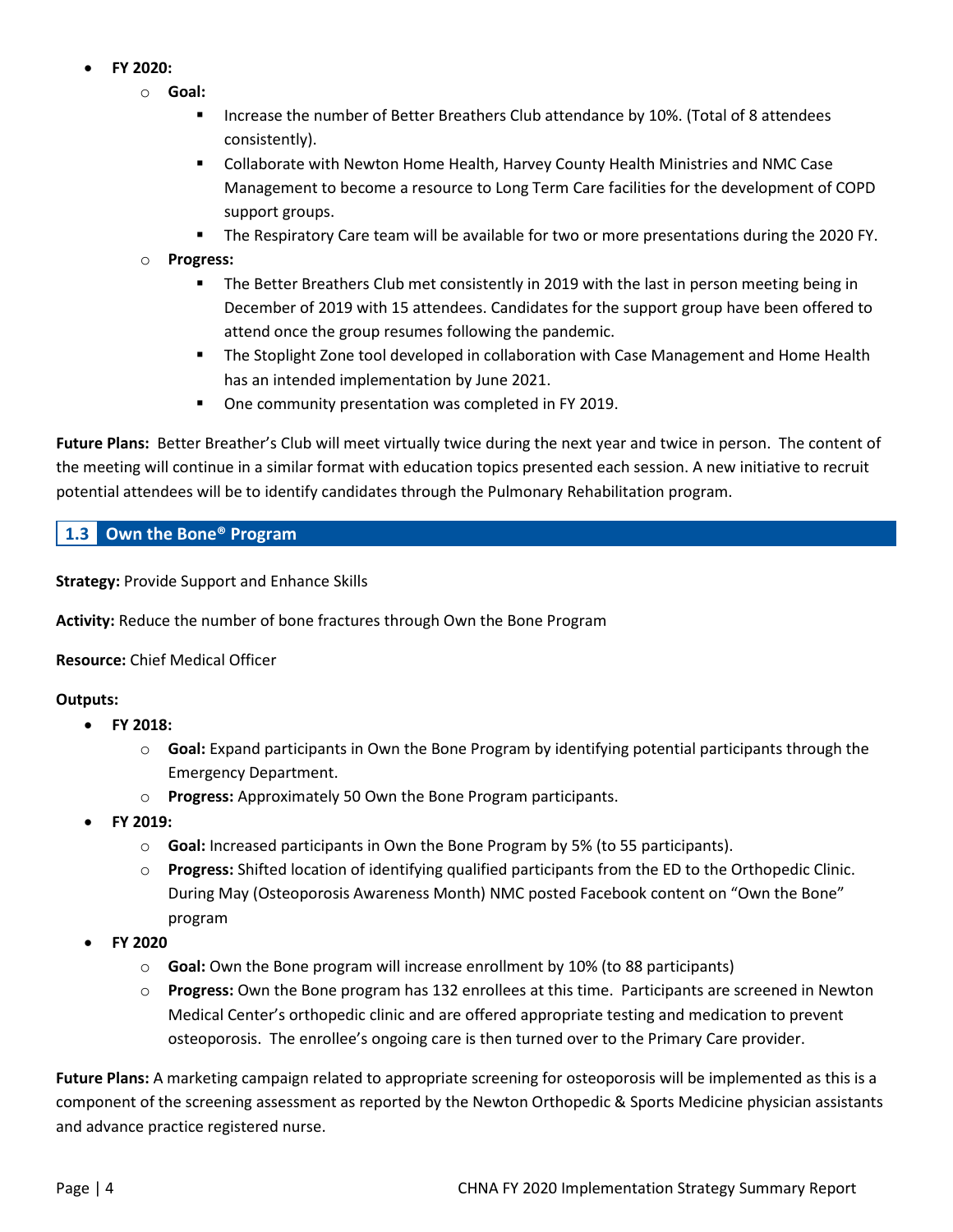- **FY 2020:**
  - **Goal:**
    - Increase the number of Better Breathers Club attendance by 10%. (Total of 8 attendees consistently).
    - Collaborate with Newton Home Health, Harvey County Health Ministries and NMC Case Management to become a resource to Long Term Care facilities for the development of COPD support groups.
    - The Respiratory Care team will be available for two or more presentations during the 2020 FY.
  - **Progress:**
    - The Better Breathers Club met consistently in 2019 with the last in person meeting being in December of 2019 with 15 attendees. Candidates for the support group have been offered to attend once the group resumes following the pandemic.
    - The Stoplight Zone tool developed in collaboration with Case Management and Home Health has an intended implementation by June 2021.
    - One community presentation was completed in FY 2019.

**Future Plans:** Better Breather's Club will meet virtually twice during the next year and twice in person. The content of the meeting will continue in a similar format with education topics presented each session. A new initiative to recruit potential attendees will be to identify candidates through the Pulmonary Rehabilitation program.

## 1.3 Own the Bone® Program

**Strategy:** Provide Support and Enhance Skills

**Activity:** Reduce the number of bone fractures through Own the Bone Program

**Resource:** Chief Medical Officer

**Outputs:**

- **FY 2018:**
  - **Goal:** Expand participants in Own the Bone Program by identifying potential participants through the Emergency Department.
  - **Progress:** Approximately 50 Own the Bone Program participants.
- **FY 2019:**
  - **Goal:** Increased participants in Own the Bone Program by 5% (to 55 participants).
  - **Progress:** Shifted location of identifying qualified participants from the ED to the Orthopedic Clinic. During May (Osteoporosis Awareness Month) NMC posted Facebook content on "Own the Bone" program
- **FY 2020**
  - **Goal:** Own the Bone program will increase enrollment by 10% (to 88 participants)
  - **Progress:** Own the Bone program has 132 enrollees at this time. Participants are screened in Newton Medical Center's orthopedic clinic and are offered appropriate testing and medication to prevent osteoporosis. The enrollee's ongoing care is then turned over to the Primary Care provider.

**Future Plans:** A marketing campaign related to appropriate screening for osteoporosis will be implemented as this is a component of the screening assessment as reported by the Newton Orthopedic & Sports Medicine physician assistants and advance practice registered nurse.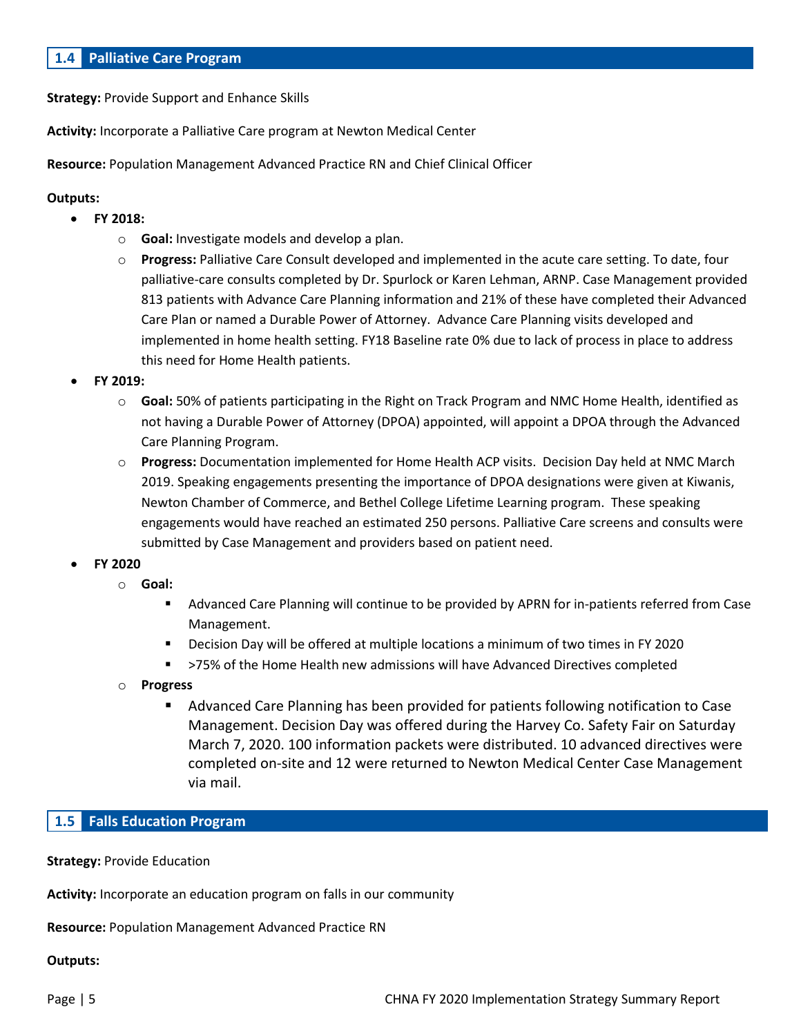## 1.4 Palliative Care Program

**Strategy:** Provide Support and Enhance Skills

**Activity:** Incorporate a Palliative Care program at Newton Medical Center

**Resource:** Population Management Advanced Practice RN and Chief Clinical Officer

**Outputs:**

- **FY 2018:**
  - **Goal:** Investigate models and develop a plan.
  - **Progress:** Palliative Care Consult developed and implemented in the acute care setting. To date, four palliative-care consults completed by Dr. Spurlock or Karen Lehman, ARNP. Case Management provided 813 patients with Advance Care Planning information and 21% of these have completed their Advanced Care Plan or named a Durable Power of Attorney. Advance Care Planning visits developed and implemented in home health setting. FY18 Baseline rate 0% due to lack of process in place to address this need for Home Health patients.
- **FY 2019:**
  - **Goal:** 50% of patients participating in the Right on Track Program and NMC Home Health, identified as not having a Durable Power of Attorney (DPOA) appointed, will appoint a DPOA through the Advanced Care Planning Program.
  - **Progress:** Documentation implemented for Home Health ACP visits. Decision Day held at NMC March 2019. Speaking engagements presenting the importance of DPOA designations were given at Kiwanis, Newton Chamber of Commerce, and Bethel College Lifetime Learning program. These speaking engagements would have reached an estimated 250 persons. Palliative Care screens and consults were submitted by Case Management and providers based on patient need.
- **FY 2020**
  - **Goal:**
    - Advanced Care Planning will continue to be provided by APRN for in-patients referred from Case Management.
    - Decision Day will be offered at multiple locations a minimum of two times in FY 2020
    - >75% of the Home Health new admissions will have Advanced Directives completed
  - **Progress**
    - Advanced Care Planning has been provided for patients following notification to Case Management. Decision Day was offered during the Harvey Co. Safety Fair on Saturday March 7, 2020. 100 information packets were distributed. 10 advanced directives were completed on-site and 12 were returned to Newton Medical Center Case Management via mail.

## 1.5 Falls Education Program

**Strategy:** Provide Education

**Activity:** Incorporate an education program on falls in our community

**Resource:** Population Management Advanced Practice RN

**Outputs:**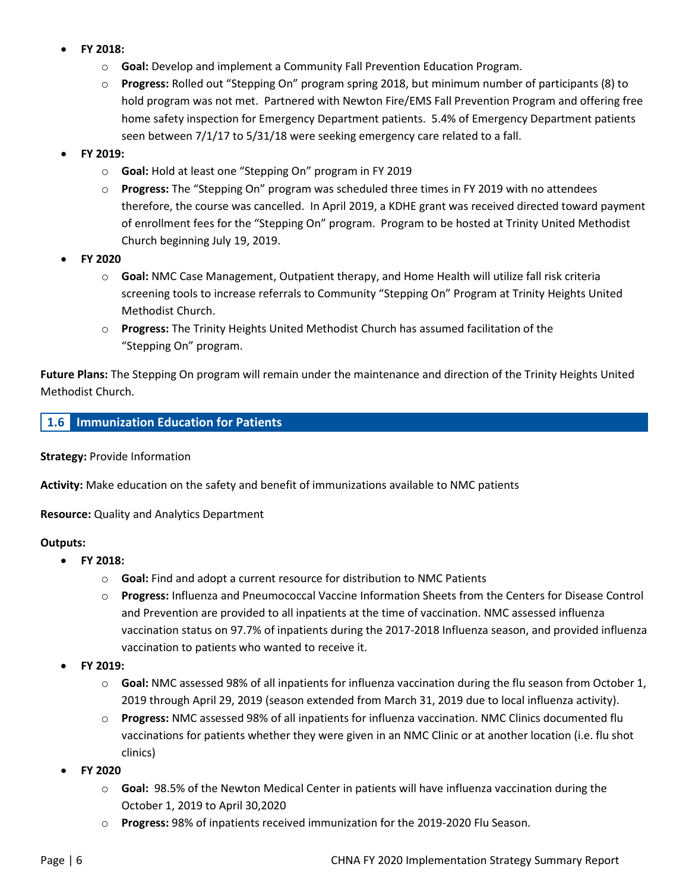- **FY 2018:**
  - **Goal:** Develop and implement a Community Fall Prevention Education Program.
  - **Progress:** Rolled out "Stepping On" program spring 2018, but minimum number of participants (8) to hold program was not met. Partnered with Newton Fire/EMS Fall Prevention Program and offering free home safety inspection for Emergency Department patients. 5.4% of Emergency Department patients seen between 7/1/17 to 5/31/18 were seeking emergency care related to a fall.
- **FY 2019:**
  - **Goal:** Hold at least one "Stepping On" program in FY 2019
  - **Progress:** The "Stepping On" program was scheduled three times in FY 2019 with no attendees therefore, the course was cancelled. In April 2019, a KDHE grant was received directed toward payment of enrollment fees for the "Stepping On" program. Program to be hosted at Trinity United Methodist Church beginning July 19, 2019.
- **FY 2020**
  - **Goal:** NMC Case Management, Outpatient therapy, and Home Health will utilize fall risk criteria screening tools to increase referrals to Community "Stepping On" Program at Trinity Heights United Methodist Church.
  - **Progress:** The Trinity Heights United Methodist Church has assumed facilitation of the "Stepping On" program.

**Future Plans:** The Stepping On program will remain under the maintenance and direction of the Trinity Heights United Methodist Church.

## 1.6 Immunization Education for Patients

**Strategy:** Provide Information

**Activity:** Make education on the safety and benefit of immunizations available to NMC patients

**Resource:** Quality and Analytics Department

**Outputs:**

- **FY 2018:**
  - **Goal:** Find and adopt a current resource for distribution to NMC Patients
  - **Progress:** Influenza and Pneumococcal Vaccine Information Sheets from the Centers for Disease Control and Prevention are provided to all inpatients at the time of vaccination. NMC assessed influenza vaccination status on 97.7% of inpatients during the 2017-2018 Influenza season, and provided influenza vaccination to patients who wanted to receive it.
- **FY 2019:**
  - **Goal:** NMC assessed 98% of all inpatients for influenza vaccination during the flu season from October 1, 2019 through April 29, 2019 (season extended from March 31, 2019 due to local influenza activity).
  - **Progress:** NMC assessed 98% of all inpatients for influenza vaccination. NMC Clinics documented flu vaccinations for patients whether they were given in an NMC Clinic or at another location (i.e. flu shot clinics)
- **FY 2020**
  - **Goal:** 98.5% of the Newton Medical Center in patients will have influenza vaccination during the October 1, 2019 to April 30,2020
  - **Progress:** 98% of inpatients received immunization for the 2019-2020 Flu Season.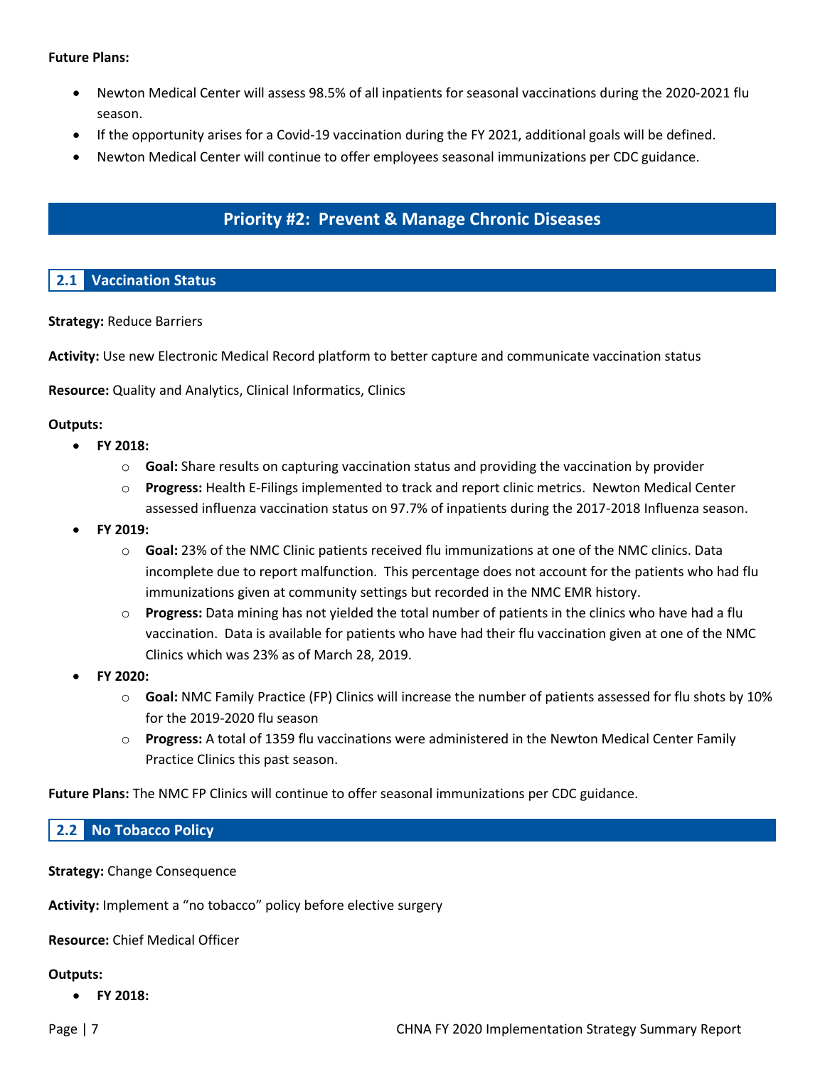**Future Plans:**

- Newton Medical Center will assess 98.5% of all inpatients for seasonal vaccinations during the 2020-2021 flu season.
- If the opportunity arises for a Covid-19 vaccination during the FY 2021, additional goals will be defined.
- Newton Medical Center will continue to offer employees seasonal immunizations per CDC guidance.

## Priority #2: Prevent & Manage Chronic Diseases

### 2.1 Vaccination Status

**Strategy:** Reduce Barriers

**Activity:** Use new Electronic Medical Record platform to better capture and communicate vaccination status

**Resource:** Quality and Analytics, Clinical Informatics, Clinics

**Outputs:**

- **FY 2018:**
  - **Goal:** Share results on capturing vaccination status and providing the vaccination by provider
  - **Progress:** Health E-Filings implemented to track and report clinic metrics. Newton Medical Center assessed influenza vaccination status on 97.7% of inpatients during the 2017-2018 Influenza season.
- **FY 2019:**
  - **Goal:** 23% of the NMC Clinic patients received flu immunizations at one of the NMC clinics. Data incomplete due to report malfunction. This percentage does not account for the patients who had flu immunizations given at community settings but recorded in the NMC EMR history.
  - **Progress:** Data mining has not yielded the total number of patients in the clinics who have had a flu vaccination. Data is available for patients who have had their flu vaccination given at one of the NMC Clinics which was 23% as of March 28, 2019.
- **FY 2020:**
  - **Goal:** NMC Family Practice (FP) Clinics will increase the number of patients assessed for flu shots by 10% for the 2019-2020 flu season
  - **Progress:** A total of 1359 flu vaccinations were administered in the Newton Medical Center Family Practice Clinics this past season.

**Future Plans:** The NMC FP Clinics will continue to offer seasonal immunizations per CDC guidance.

### 2.2 No Tobacco Policy

**Strategy:** Change Consequence

**Activity:** Implement a "no tobacco" policy before elective surgery

**Resource:** Chief Medical Officer

**Outputs:**

- **FY 2018:**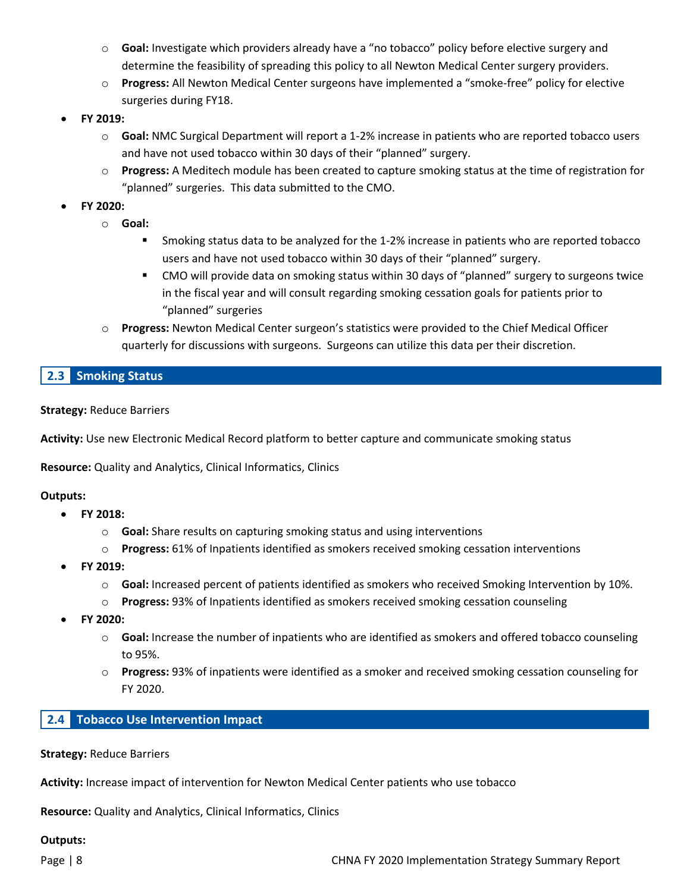- **Goal:** Investigate which providers already have a "no tobacco" policy before elective surgery and determine the feasibility of spreading this policy to all Newton Medical Center surgery providers.
    - **Progress:** All Newton Medical Center surgeons have implemented a "smoke-free" policy for elective surgeries during FY18.
- **FY 2019:**
    - **Goal:** NMC Surgical Department will report a 1-2% increase in patients who are reported tobacco users and have not used tobacco within 30 days of their "planned" surgery.
    - **Progress:** A Meditech module has been created to capture smoking status at the time of registration for "planned" surgeries. This data submitted to the CMO.
- **FY 2020:**
    - **Goal:**
        - Smoking status data to be analyzed for the 1-2% increase in patients who are reported tobacco users and have not used tobacco within 30 days of their "planned" surgery.
        - CMO will provide data on smoking status within 30 days of "planned" surgery to surgeons twice in the fiscal year and will consult regarding smoking cessation goals for patients prior to "planned" surgeries
    - **Progress:** Newton Medical Center surgeon's statistics were provided to the Chief Medical Officer quarterly for discussions with surgeons. Surgeons can utilize this data per their discretion.

## 2.3 Smoking Status

**Strategy:** Reduce Barriers

**Activity:** Use new Electronic Medical Record platform to better capture and communicate smoking status

**Resource:** Quality and Analytics, Clinical Informatics, Clinics

**Outputs:**

- **FY 2018:**
    - **Goal:** Share results on capturing smoking status and using interventions
    - **Progress:** 61% of Inpatients identified as smokers received smoking cessation interventions
- **FY 2019:**
    - **Goal:** Increased percent of patients identified as smokers who received Smoking Intervention by 10%.
    - **Progress:** 93% of Inpatients identified as smokers received smoking cessation counseling
- **FY 2020:**
    - **Goal:** Increase the number of inpatients who are identified as smokers and offered tobacco counseling to 95%.
    - **Progress:** 93% of inpatients were identified as a smoker and received smoking cessation counseling for FY 2020.

## 2.4 Tobacco Use Intervention Impact

**Strategy:** Reduce Barriers

**Activity:** Increase impact of intervention for Newton Medical Center patients who use tobacco

**Resource:** Quality and Analytics, Clinical Informatics, Clinics

**Outputs:**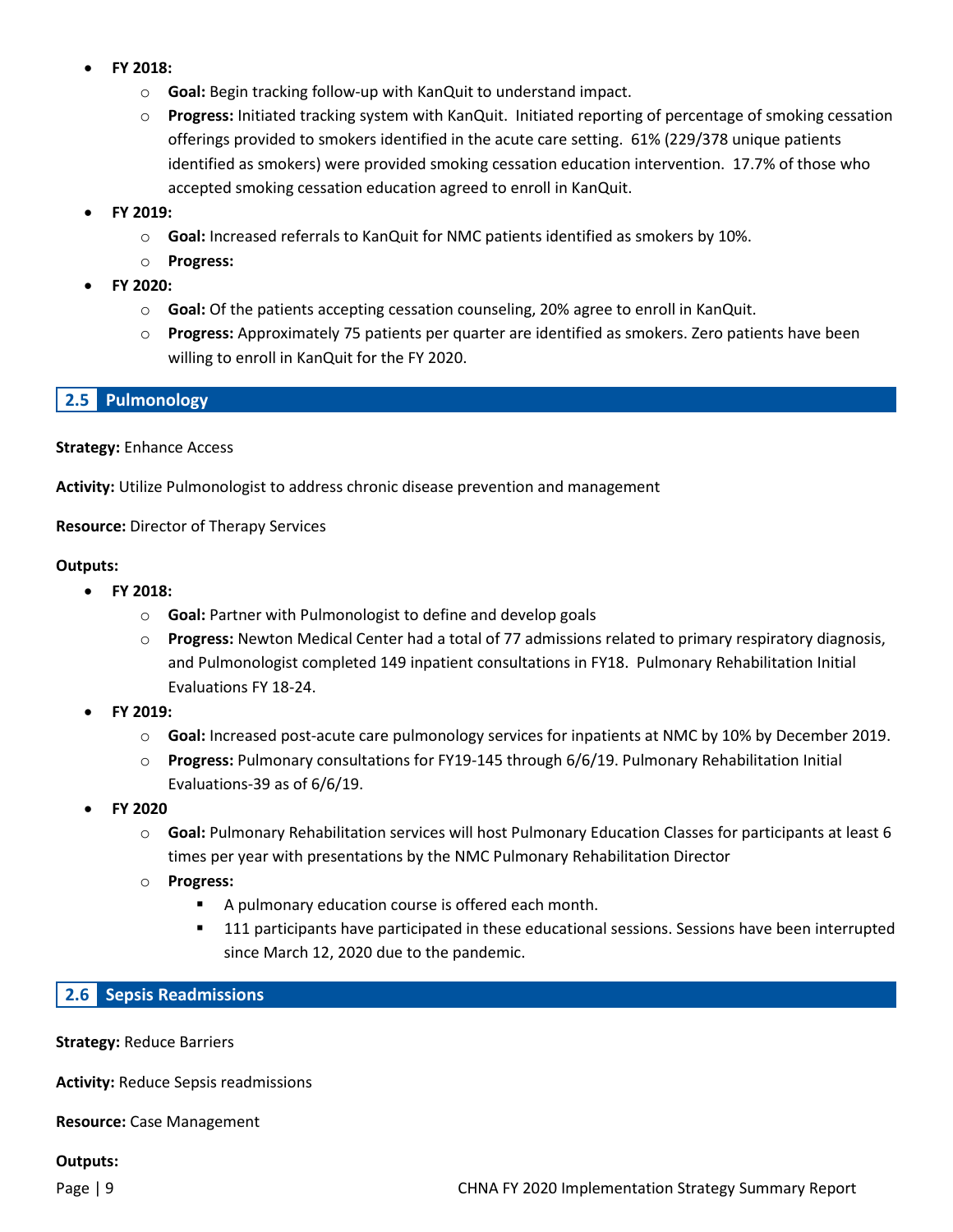- **FY 2018:**
    - **Goal:** Begin tracking follow-up with KanQuit to understand impact.
    - **Progress:** Initiated tracking system with KanQuit. Initiated reporting of percentage of smoking cessation offerings provided to smokers identified in the acute care setting. 61% (229/378 unique patients identified as smokers) were provided smoking cessation education intervention. 17.7% of those who accepted smoking cessation education agreed to enroll in KanQuit.
- **FY 2019:**
    - **Goal:** Increased referrals to KanQuit for NMC patients identified as smokers by 10%.
    - **Progress:**
- **FY 2020:**
    - **Goal:** Of the patients accepting cessation counseling, 20% agree to enroll in KanQuit.
    - **Progress:** Approximately 75 patients per quarter are identified as smokers. Zero patients have been willing to enroll in KanQuit for the FY 2020.

## 2.5 Pulmonology

**Strategy:** Enhance Access

**Activity:** Utilize Pulmonologist to address chronic disease prevention and management

**Resource:** Director of Therapy Services

**Outputs:**

- **FY 2018:**
    - **Goal:** Partner with Pulmonologist to define and develop goals
    - **Progress:** Newton Medical Center had a total of 77 admissions related to primary respiratory diagnosis, and Pulmonologist completed 149 inpatient consultations in FY18. Pulmonary Rehabilitation Initial Evaluations FY 18-24.
- **FY 2019:**
    - **Goal:** Increased post-acute care pulmonology services for inpatients at NMC by 10% by December 2019.
    - **Progress:** Pulmonary consultations for FY19-145 through 6/6/19. Pulmonary Rehabilitation Initial Evaluations-39 as of 6/6/19.
- **FY 2020**
    - **Goal:** Pulmonary Rehabilitation services will host Pulmonary Education Classes for participants at least 6 times per year with presentations by the NMC Pulmonary Rehabilitation Director
    - **Progress:**
        - A pulmonary education course is offered each month.
        - 111 participants have participated in these educational sessions. Sessions have been interrupted since March 12, 2020 due to the pandemic.

## 2.6 Sepsis Readmissions

**Strategy:** Reduce Barriers

**Activity:** Reduce Sepsis readmissions

**Resource:** Case Management

**Outputs:**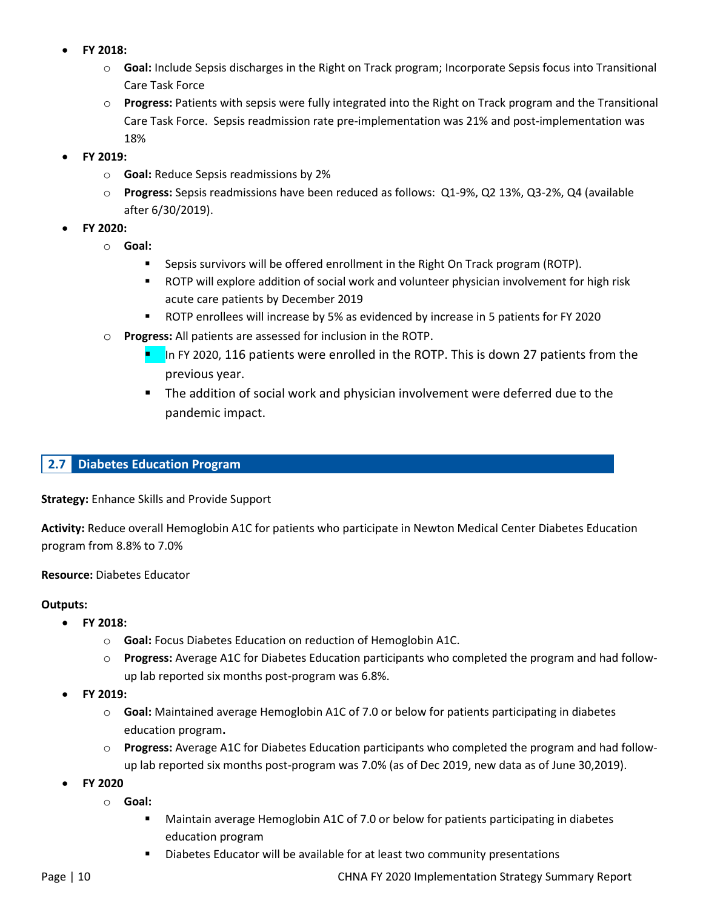- **FY 2018:**
    - **Goal:** Include Sepsis discharges in the Right on Track program; Incorporate Sepsis focus into Transitional Care Task Force
    - **Progress:** Patients with sepsis were fully integrated into the Right on Track program and the Transitional Care Task Force. Sepsis readmission rate pre-implementation was 21% and post-implementation was 18%
- **FY 2019:**
    - **Goal:** Reduce Sepsis readmissions by 2%
    - **Progress:** Sepsis readmissions have been reduced as follows: Q1-9%, Q2 13%, Q3-2%, Q4 (available after 6/30/2019).
- **FY 2020:**
    - **Goal:**
        - Sepsis survivors will be offered enrollment in the Right On Track program (ROTP).
        - ROTP will explore addition of social work and volunteer physician involvement for high risk acute care patients by December 2019
        - ROTP enrollees will increase by 5% as evidenced by increase in 5 patients for FY 2020
    - **Progress:** All patients are assessed for inclusion in the ROTP.
        - In FY 2020, 116 patients were enrolled in the ROTP. This is down 27 patients from the previous year.
        - The addition of social work and physician involvement were deferred due to the pandemic impact.

## 2.7 Diabetes Education Program

**Strategy:** Enhance Skills and Provide Support

**Activity:** Reduce overall Hemoglobin A1C for patients who participate in Newton Medical Center Diabetes Education program from 8.8% to 7.0%

**Resource:** Diabetes Educator

**Outputs:**

- **FY 2018:**
    - **Goal:** Focus Diabetes Education on reduction of Hemoglobin A1C.
    - **Progress:** Average A1C for Diabetes Education participants who completed the program and had follow-up lab reported six months post-program was 6.8%.
- **FY 2019:**
    - **Goal:** Maintained average Hemoglobin A1C of 7.0 or below for patients participating in diabetes education program**.**
    - **Progress:** Average A1C for Diabetes Education participants who completed the program and had follow-up lab reported six months post-program was 7.0% (as of Dec 2019, new data as of June 30,2019).
- **FY 2020**
    - **Goal:**
        - Maintain average Hemoglobin A1C of 7.0 or below for patients participating in diabetes education program
        - Diabetes Educator will be available for at least two community presentations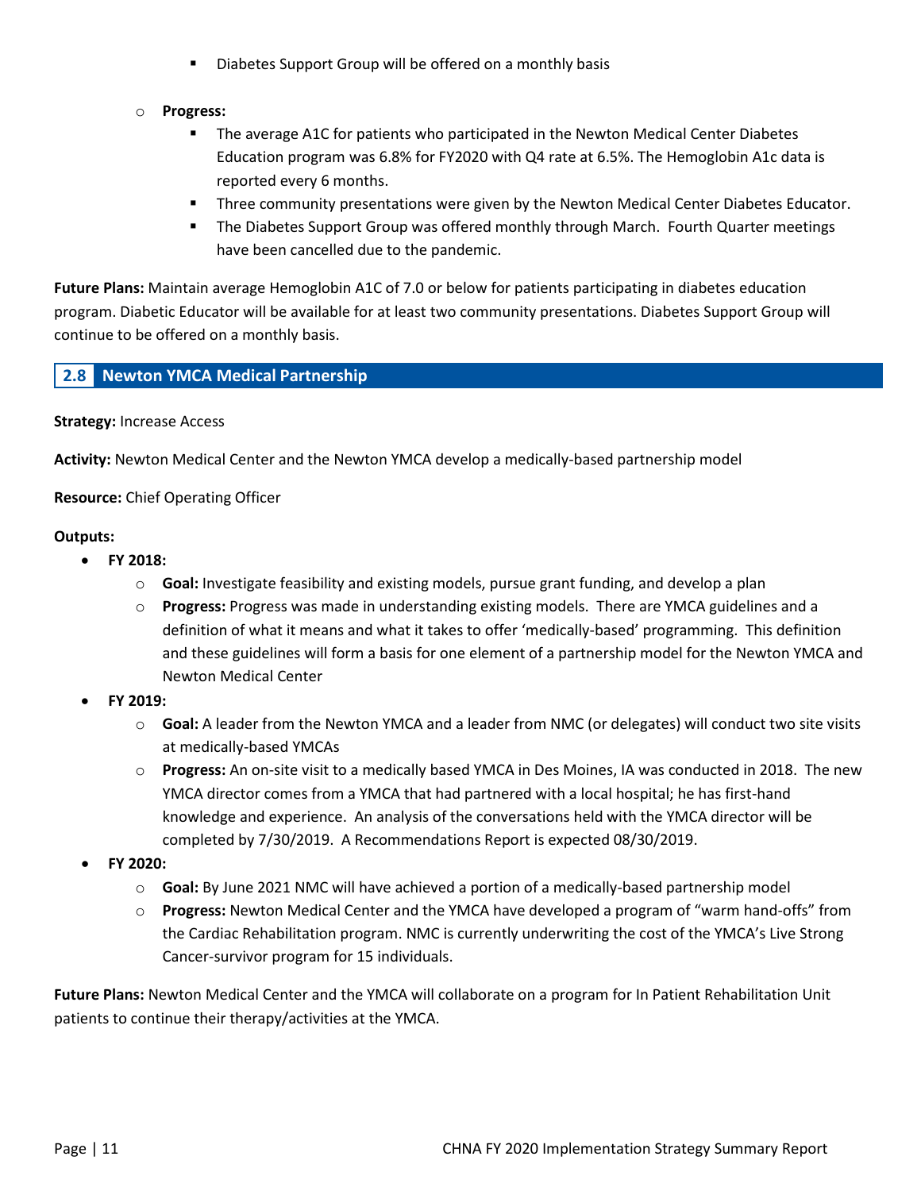- Diabetes Support Group will be offered on a monthly basis

    - **Progress:**
        - The average A1C for patients who participated in the Newton Medical Center Diabetes Education program was 6.8% for FY2020 with Q4 rate at 6.5%. The Hemoglobin A1c data is reported every 6 months.
        - Three community presentations were given by the Newton Medical Center Diabetes Educator.
        - The Diabetes Support Group was offered monthly through March. Fourth Quarter meetings have been cancelled due to the pandemic.

**Future Plans:** Maintain average Hemoglobin A1C of 7.0 or below for patients participating in diabetes education program. Diabetic Educator will be available for at least two community presentations. Diabetes Support Group will continue to be offered on a monthly basis.

## 2.8 Newton YMCA Medical Partnership

**Strategy:** Increase Access

**Activity:** Newton Medical Center and the Newton YMCA develop a medically-based partnership model

**Resource:** Chief Operating Officer

**Outputs:**

- **FY 2018:**
    - **Goal:** Investigate feasibility and existing models, pursue grant funding, and develop a plan
    - **Progress:** Progress was made in understanding existing models. There are YMCA guidelines and a definition of what it means and what it takes to offer 'medically-based' programming. This definition and these guidelines will form a basis for one element of a partnership model for the Newton YMCA and Newton Medical Center
- **FY 2019:**
    - **Goal:** A leader from the Newton YMCA and a leader from NMC (or delegates) will conduct two site visits at medically-based YMCAs
    - **Progress:** An on-site visit to a medically based YMCA in Des Moines, IA was conducted in 2018. The new YMCA director comes from a YMCA that had partnered with a local hospital; he has first-hand knowledge and experience. An analysis of the conversations held with the YMCA director will be completed by 7/30/2019. A Recommendations Report is expected 08/30/2019.
- **FY 2020:**
    - **Goal:** By June 2021 NMC will have achieved a portion of a medically-based partnership model
    - **Progress:** Newton Medical Center and the YMCA have developed a program of "warm hand-offs" from the Cardiac Rehabilitation program. NMC is currently underwriting the cost of the YMCA's Live Strong Cancer-survivor program for 15 individuals.

**Future Plans:** Newton Medical Center and the YMCA will collaborate on a program for In Patient Rehabilitation Unit patients to continue their therapy/activities at the YMCA.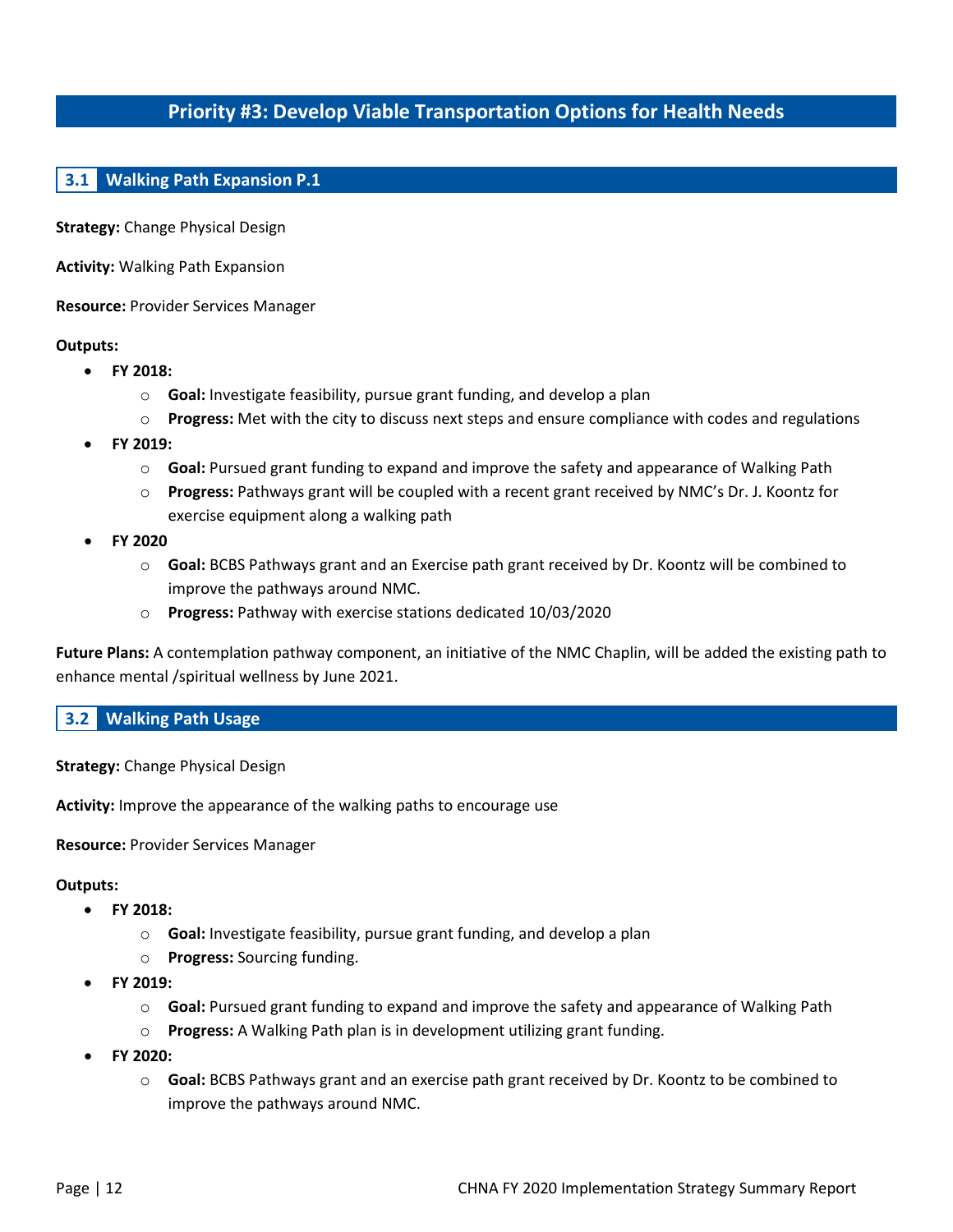## Priority #3: Develop Viable Transportation Options for Health Needs

### 3.1 Walking Path Expansion P.1

**Strategy:** Change Physical Design

**Activity:** Walking Path Expansion

**Resource:** Provider Services Manager

**Outputs:**

- **FY 2018:**
  - **Goal:** Investigate feasibility, pursue grant funding, and develop a plan
  - **Progress:** Met with the city to discuss next steps and ensure compliance with codes and regulations
- **FY 2019:**
  - **Goal:** Pursued grant funding to expand and improve the safety and appearance of Walking Path
  - **Progress:** Pathways grant will be coupled with a recent grant received by NMC's Dr. J. Koontz for exercise equipment along a walking path
- **FY 2020**
  - **Goal:** BCBS Pathways grant and an Exercise path grant received by Dr. Koontz will be combined to improve the pathways around NMC.
  - **Progress:** Pathway with exercise stations dedicated 10/03/2020

**Future Plans:** A contemplation pathway component, an initiative of the NMC Chaplin, will be added the existing path to enhance mental /spiritual wellness by June 2021.

### 3.2 Walking Path Usage

**Strategy:** Change Physical Design

**Activity:** Improve the appearance of the walking paths to encourage use

**Resource:** Provider Services Manager

**Outputs:**

- **FY 2018:**
  - **Goal:** Investigate feasibility, pursue grant funding, and develop a plan
  - **Progress:** Sourcing funding.
- **FY 2019:**
  - **Goal:** Pursued grant funding to expand and improve the safety and appearance of Walking Path
  - **Progress:** A Walking Path plan is in development utilizing grant funding.
- **FY 2020:**
  - **Goal:** BCBS Pathways grant and an exercise path grant received by Dr. Koontz to be combined to improve the pathways around NMC.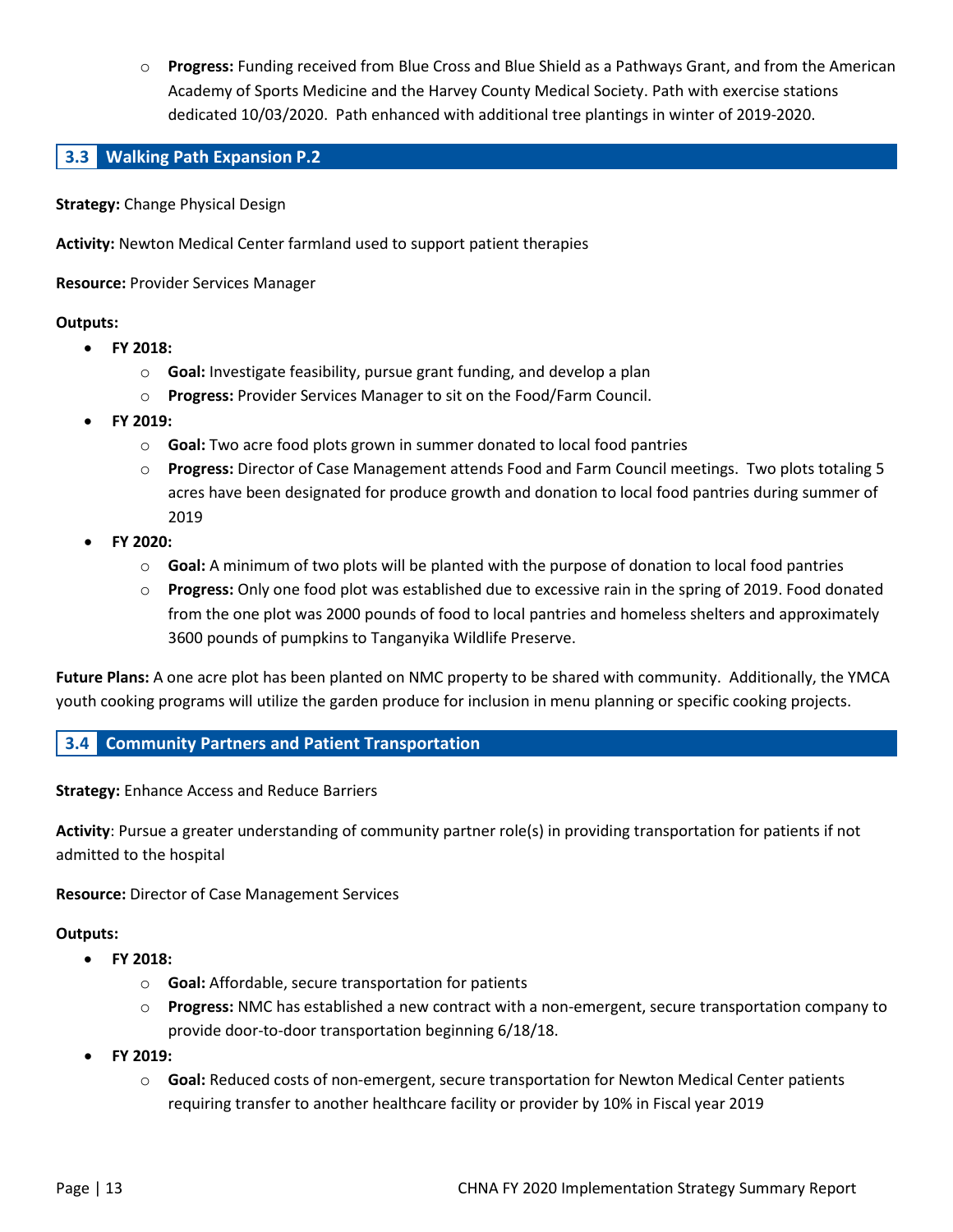- **Progress:** Funding received from Blue Cross and Blue Shield as a Pathways Grant, and from the American Academy of Sports Medicine and the Harvey County Medical Society. Path with exercise stations dedicated 10/03/2020. Path enhanced with additional tree plantings in winter of 2019-2020.

## 3.3 Walking Path Expansion P.2

**Strategy:** Change Physical Design

**Activity:** Newton Medical Center farmland used to support patient therapies

**Resource:** Provider Services Manager

**Outputs:**

- **FY 2018:**
  - **Goal:** Investigate feasibility, pursue grant funding, and develop a plan
  - **Progress:** Provider Services Manager to sit on the Food/Farm Council.
- **FY 2019:**
  - **Goal:** Two acre food plots grown in summer donated to local food pantries
  - **Progress:** Director of Case Management attends Food and Farm Council meetings. Two plots totaling 5 acres have been designated for produce growth and donation to local food pantries during summer of 2019
- **FY 2020:**
  - **Goal:** A minimum of two plots will be planted with the purpose of donation to local food pantries
  - **Progress:** Only one food plot was established due to excessive rain in the spring of 2019. Food donated from the one plot was 2000 pounds of food to local pantries and homeless shelters and approximately 3600 pounds of pumpkins to Tanganyika Wildlife Preserve.

**Future Plans:** A one acre plot has been planted on NMC property to be shared with community. Additionally, the YMCA youth cooking programs will utilize the garden produce for inclusion in menu planning or specific cooking projects.

## 3.4 Community Partners and Patient Transportation

**Strategy:** Enhance Access and Reduce Barriers

**Activity**: Pursue a greater understanding of community partner role(s) in providing transportation for patients if not admitted to the hospital

**Resource:** Director of Case Management Services

**Outputs:**

- **FY 2018:**
  - **Goal:** Affordable, secure transportation for patients
  - **Progress:** NMC has established a new contract with a non-emergent, secure transportation company to provide door-to-door transportation beginning 6/18/18.
- **FY 2019:**
  - **Goal:** Reduced costs of non-emergent, secure transportation for Newton Medical Center patients requiring transfer to another healthcare facility or provider by 10% in Fiscal year 2019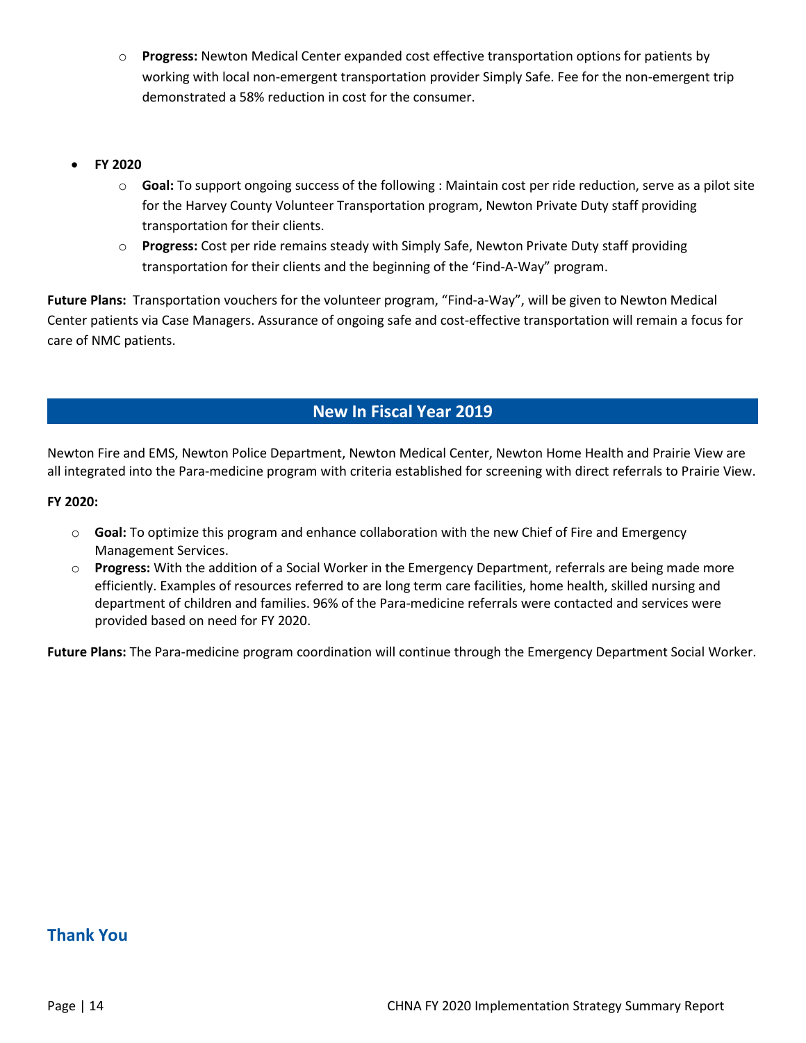- **Progress:** Newton Medical Center expanded cost effective transportation options for patients by working with local non-emergent transportation provider Simply Safe. Fee for the non-emergent trip demonstrated a 58% reduction in cost for the consumer.

- **FY 2020**
  - **Goal:** To support ongoing success of the following : Maintain cost per ride reduction, serve as a pilot site for the Harvey County Volunteer Transportation program, Newton Private Duty staff providing transportation for their clients.
  - **Progress:** Cost per ride remains steady with Simply Safe, Newton Private Duty staff providing transportation for their clients and the beginning of the 'Find-A-Way" program.

**Future Plans:** Transportation vouchers for the volunteer program, "Find-a-Way", will be given to Newton Medical Center patients via Case Managers. Assurance of ongoing safe and cost-effective transportation will remain a focus for care of NMC patients.

## New In Fiscal Year 2019

Newton Fire and EMS, Newton Police Department, Newton Medical Center, Newton Home Health and Prairie View are all integrated into the Para-medicine program with criteria established for screening with direct referrals to Prairie View.

**FY 2020:**

- **Goal:** To optimize this program and enhance collaboration with the new Chief of Fire and Emergency Management Services.
- **Progress:** With the addition of a Social Worker in the Emergency Department, referrals are being made more efficiently. Examples of resources referred to are long term care facilities, home health, skilled nursing and department of children and families. 96% of the Para-medicine referrals were contacted and services were provided based on need for FY 2020.

**Future Plans:** The Para-medicine program coordination will continue through the Emergency Department Social Worker.

## Thank You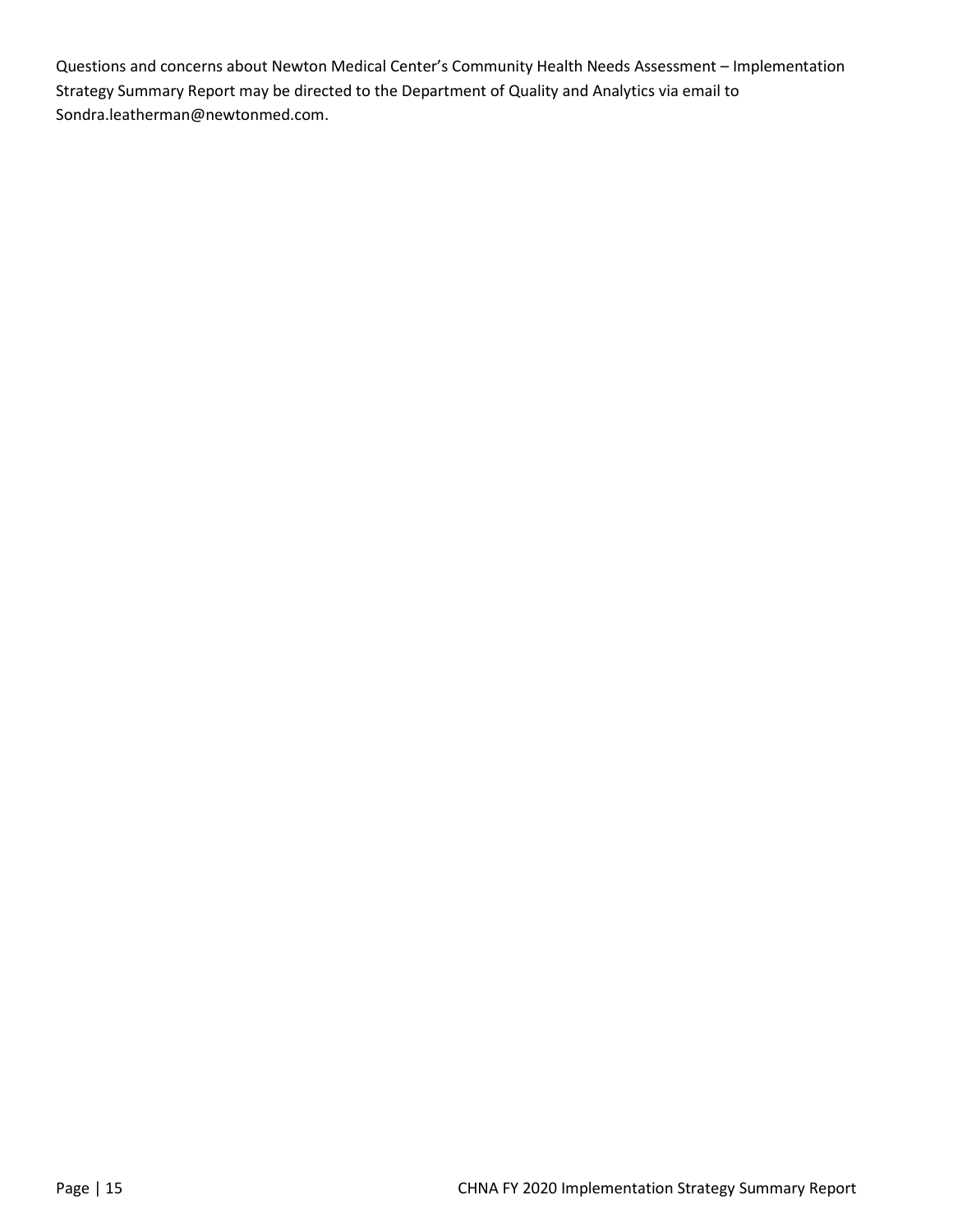Questions and concerns about Newton Medical Center's Community Health Needs Assessment – Implementation Strategy Summary Report may be directed to the Department of Quality and Analytics via email to Sondra.leatherman@newtonmed.com.